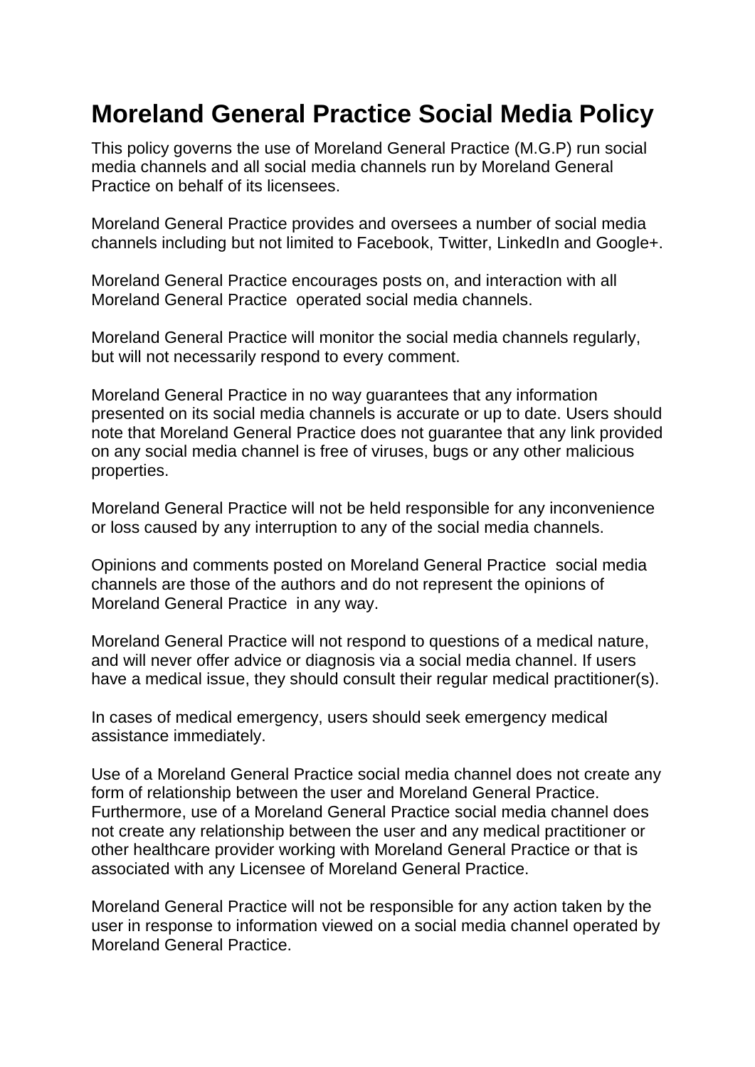# Moreland General Practice Social Media Policy

This policy governs the use of Moreland General Practice (M.G.P) run social media channels and all social media channels run by Moreland General Practice on behalf of its licensees.

Moreland General Practice provides and oversees a number of social media channels including but not limited to Facebook, Twitter, LinkedIn and Google+.

Moreland General Practice encourages posts on, and interaction with all Moreland General Practice operated social media channels.

Moreland General Practice will monitor the social media channels regularly, but will not necessarily respond to every comment.

Moreland General Practice in no way guarantees that any information presented on its social media channels is accurate or up to date. Users should note that Moreland General Practice does not guarantee that any link provided on any social media channel is free of viruses, bugs or any other malicious properties.

Moreland General Practice will not be held responsible for any inconvenience or loss caused by any interruption to any of the social media channels.

Opinions and comments posted on Moreland General Practice social media channels are those of the authors and do not represent the opinions of Moreland General Practice in any way.

Moreland General Practice will not respond to questions of a medical nature, and will never offer advice or diagnosis via a social media channel. If users have a medical issue, they should consult their regular medical practitioner(s).

In cases of medical emergency, users should seek emergency medical assistance immediately.

Use of a Moreland General Practice social media channel does not create any form of relationship between the user and Moreland General Practice. Furthermore, use of a Moreland General Practice social media channel does not create any relationship between the user and any medical practitioner or other healthcare provider working with Moreland General Practice or that is associated with any Licensee of Moreland General Practice.

Moreland General Practice will not be responsible for any action taken by the user in response to information viewed on a social media channel operated by Moreland General Practice.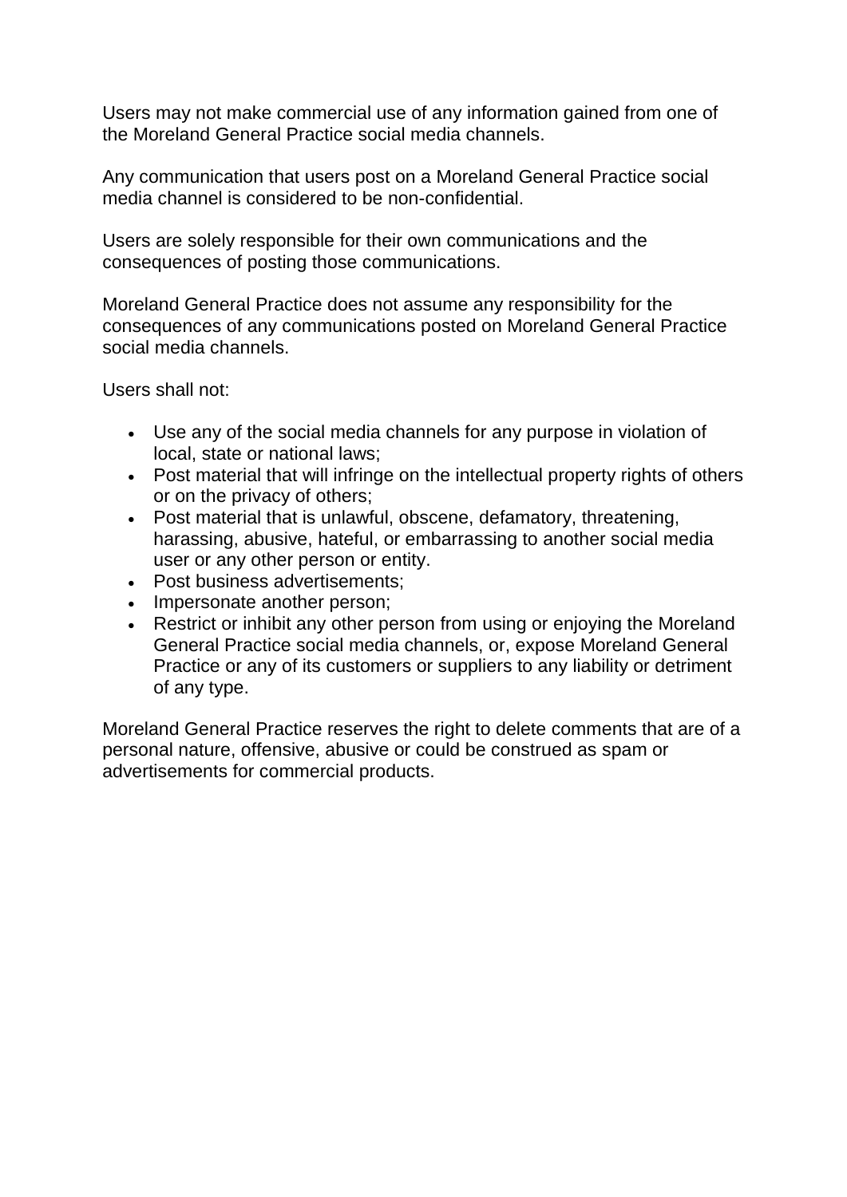Users may not make commercial use of any information gained from one of the Moreland General Practice social media channels.

Any communication that users post on a Moreland General Practice social media channel is considered to be non-confidential.

Users are solely responsible for their own communications and the consequences of posting those communications.

Moreland General Practice does not assume any responsibility for the consequences of any communications posted on Moreland General Practice social media channels.

Users shall not:

- Use any of the social media channels for any purpose in violation of local, state or national laws;
- Post material that will infringe on the intellectual property rights of others or on the privacy of others;
- Post material that is unlawful, obscene, defamatory, threatening, harassing, abusive, hateful, or embarrassing to another social media user or any other person or entity.
- Post business advertisements;
- Impersonate another person;
- Restrict or inhibit any other person from using or enjoying the Moreland General Practice social media channels, or, expose Moreland General Practice or any of its customers or suppliers to any liability or detriment of any type.

Moreland General Practice reserves the right to delete comments that are of a personal nature, offensive, abusive or could be construed as spam or advertisements for commercial products.